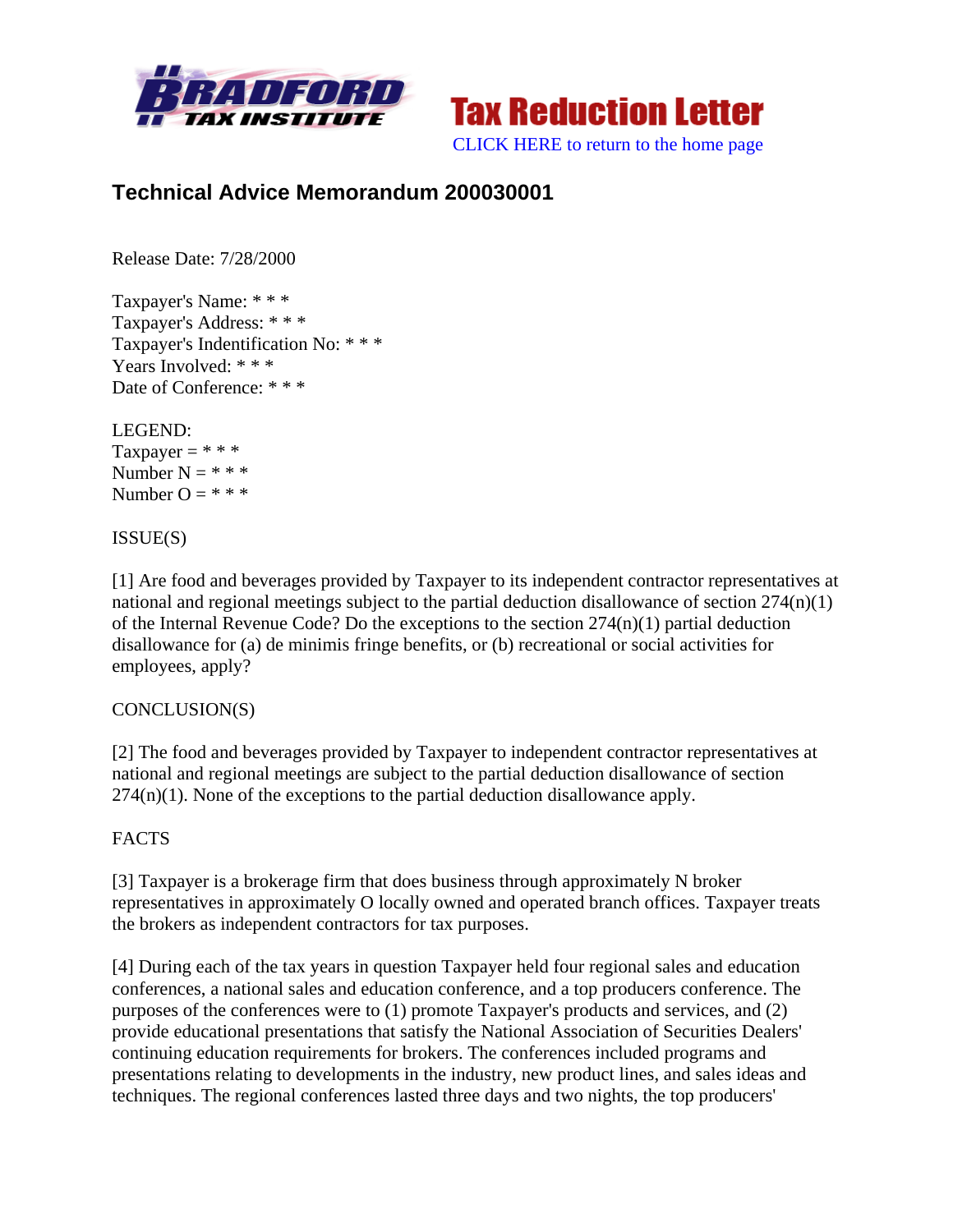Tax Reduction Letter

CLICK HERE to return to the home page

## Technical Advice Memorandum 200030001

Release Date: 7/28/2000

Taxpayer's Name: * * *
Taxpayer's Address: * * *
Taxpayer's Indentification No: * * *
Years Involved: * * *
Date of Conference: * * *

LEGEND:
Taxpayer = * * *
Number N = * * *
Number O = * * *

ISSUE(S)

[1] Are food and beverages provided by Taxpayer to its independent contractor representatives at national and regional meetings subject to the partial deduction disallowance of section 274(n)(1) of the Internal Revenue Code? Do the exceptions to the section 274(n)(1) partial deduction disallowance for (a) de minimis fringe benefits, or (b) recreational or social activities for employees, apply?

CONCLUSION(S)

[2] The food and beverages provided by Taxpayer to independent contractor representatives at national and regional meetings are subject to the partial deduction disallowance of section 274(n)(1). None of the exceptions to the partial deduction disallowance apply.

FACTS

[3] Taxpayer is a brokerage firm that does business through approximately N broker representatives in approximately O locally owned and operated branch offices. Taxpayer treats the brokers as independent contractors for tax purposes.

[4] During each of the tax years in question Taxpayer held four regional sales and education conferences, a national sales and education conference, and a top producers conference. The purposes of the conferences were to (1) promote Taxpayer's products and services, and (2) provide educational presentations that satisfy the National Association of Securities Dealers' continuing education requirements for brokers. The conferences included programs and presentations relating to developments in the industry, new product lines, and sales ideas and techniques. The regional conferences lasted three days and two nights, the top producers'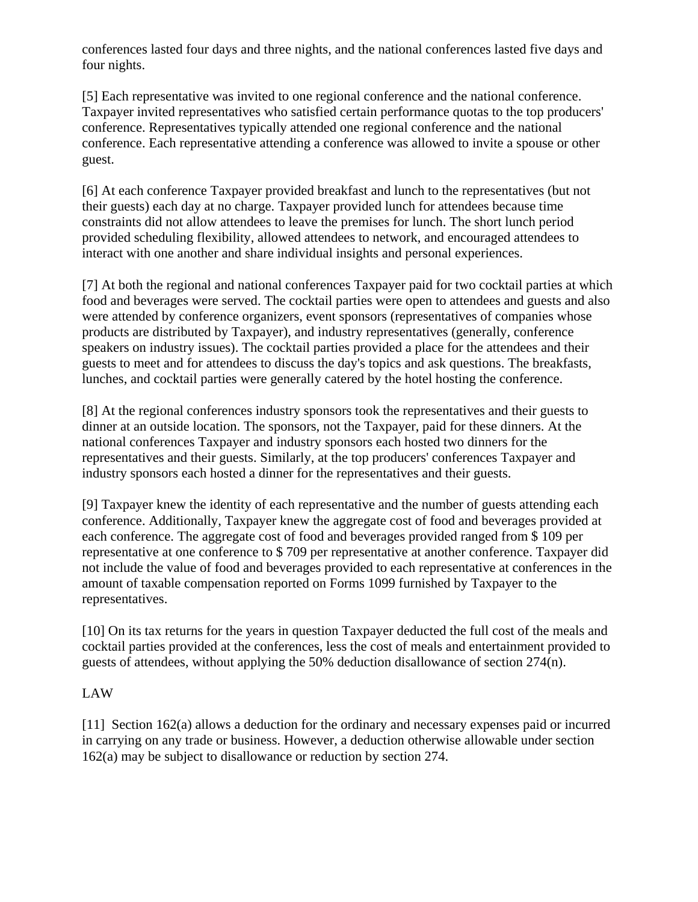conferences lasted four days and three nights, and the national conferences lasted five days and four nights.

[5] Each representative was invited to one regional conference and the national conference. Taxpayer invited representatives who satisfied certain performance quotas to the top producers' conference. Representatives typically attended one regional conference and the national conference. Each representative attending a conference was allowed to invite a spouse or other guest.

[6] At each conference Taxpayer provided breakfast and lunch to the representatives (but not their guests) each day at no charge. Taxpayer provided lunch for attendees because time constraints did not allow attendees to leave the premises for lunch. The short lunch period provided scheduling flexibility, allowed attendees to network, and encouraged attendees to interact with one another and share individual insights and personal experiences.

[7] At both the regional and national conferences Taxpayer paid for two cocktail parties at which food and beverages were served. The cocktail parties were open to attendees and guests and also were attended by conference organizers, event sponsors (representatives of companies whose products are distributed by Taxpayer), and industry representatives (generally, conference speakers on industry issues). The cocktail parties provided a place for the attendees and their guests to meet and for attendees to discuss the day's topics and ask questions. The breakfasts, lunches, and cocktail parties were generally catered by the hotel hosting the conference.

[8] At the regional conferences industry sponsors took the representatives and their guests to dinner at an outside location. The sponsors, not the Taxpayer, paid for these dinners. At the national conferences Taxpayer and industry sponsors each hosted two dinners for the representatives and their guests. Similarly, at the top producers' conferences Taxpayer and industry sponsors each hosted a dinner for the representatives and their guests.

[9] Taxpayer knew the identity of each representative and the number of guests attending each conference. Additionally, Taxpayer knew the aggregate cost of food and beverages provided at each conference. The aggregate cost of food and beverages provided ranged from $ 109 per representative at one conference to $ 709 per representative at another conference. Taxpayer did not include the value of food and beverages provided to each representative at conferences in the amount of taxable compensation reported on Forms 1099 furnished by Taxpayer to the representatives.

[10] On its tax returns for the years in question Taxpayer deducted the full cost of the meals and cocktail parties provided at the conferences, less the cost of meals and entertainment provided to guests of attendees, without applying the 50% deduction disallowance of section 274(n).

LAW

[11] Section 162(a) allows a deduction for the ordinary and necessary expenses paid or incurred in carrying on any trade or business. However, a deduction otherwise allowable under section 162(a) may be subject to disallowance or reduction by section 274.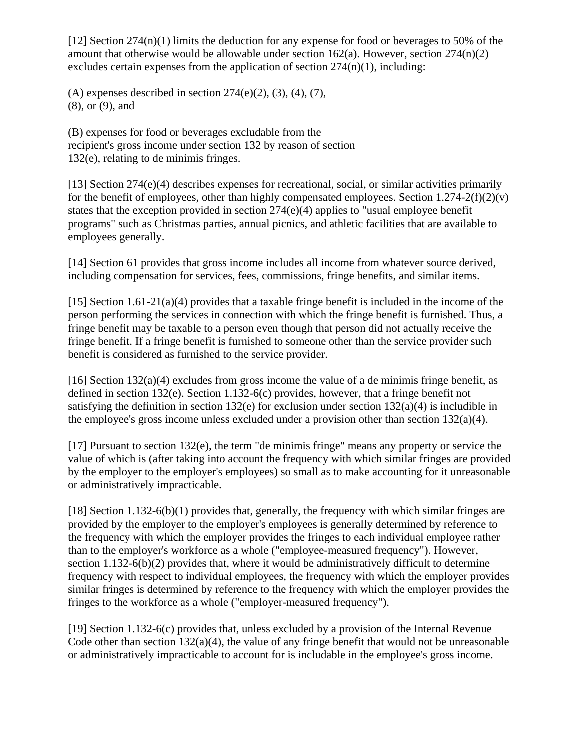[12] Section 274(n)(1) limits the deduction for any expense for food or beverages to 50% of the amount that otherwise would be allowable under section 162(a). However, section 274(n)(2) excludes certain expenses from the application of section 274(n)(1), including:

(A) expenses described in section 274(e)(2), (3), (4), (7), (8), or (9), and

(B) expenses for food or beverages excludable from the recipient's gross income under section 132 by reason of section 132(e), relating to de minimis fringes.

[13] Section 274(e)(4) describes expenses for recreational, social, or similar activities primarily for the benefit of employees, other than highly compensated employees. Section 1.274-2(f)(2)(v) states that the exception provided in section 274(e)(4) applies to "usual employee benefit programs" such as Christmas parties, annual picnics, and athletic facilities that are available to employees generally.

[14] Section 61 provides that gross income includes all income from whatever source derived, including compensation for services, fees, commissions, fringe benefits, and similar items.

[15] Section 1.61-21(a)(4) provides that a taxable fringe benefit is included in the income of the person performing the services in connection with which the fringe benefit is furnished. Thus, a fringe benefit may be taxable to a person even though that person did not actually receive the fringe benefit. If a fringe benefit is furnished to someone other than the service provider such benefit is considered as furnished to the service provider.

[16] Section 132(a)(4) excludes from gross income the value of a de minimis fringe benefit, as defined in section 132(e). Section 1.132-6(c) provides, however, that a fringe benefit not satisfying the definition in section 132(e) for exclusion under section 132(a)(4) is includible in the employee's gross income unless excluded under a provision other than section 132(a)(4).

[17] Pursuant to section 132(e), the term "de minimis fringe" means any property or service the value of which is (after taking into account the frequency with which similar fringes are provided by the employer to the employer's employees) so small as to make accounting for it unreasonable or administratively impracticable.

[18] Section 1.132-6(b)(1) provides that, generally, the frequency with which similar fringes are provided by the employer to the employer's employees is generally determined by reference to the frequency with which the employer provides the fringes to each individual employee rather than to the employer's workforce as a whole ("employee-measured frequency"). However, section 1.132-6(b)(2) provides that, where it would be administratively difficult to determine frequency with respect to individual employees, the frequency with which the employer provides similar fringes is determined by reference to the frequency with which the employer provides the fringes to the workforce as a whole ("employer-measured frequency").

[19] Section 1.132-6(c) provides that, unless excluded by a provision of the Internal Revenue Code other than section 132(a)(4), the value of any fringe benefit that would not be unreasonable or administratively impracticable to account for is includable in the employee's gross income.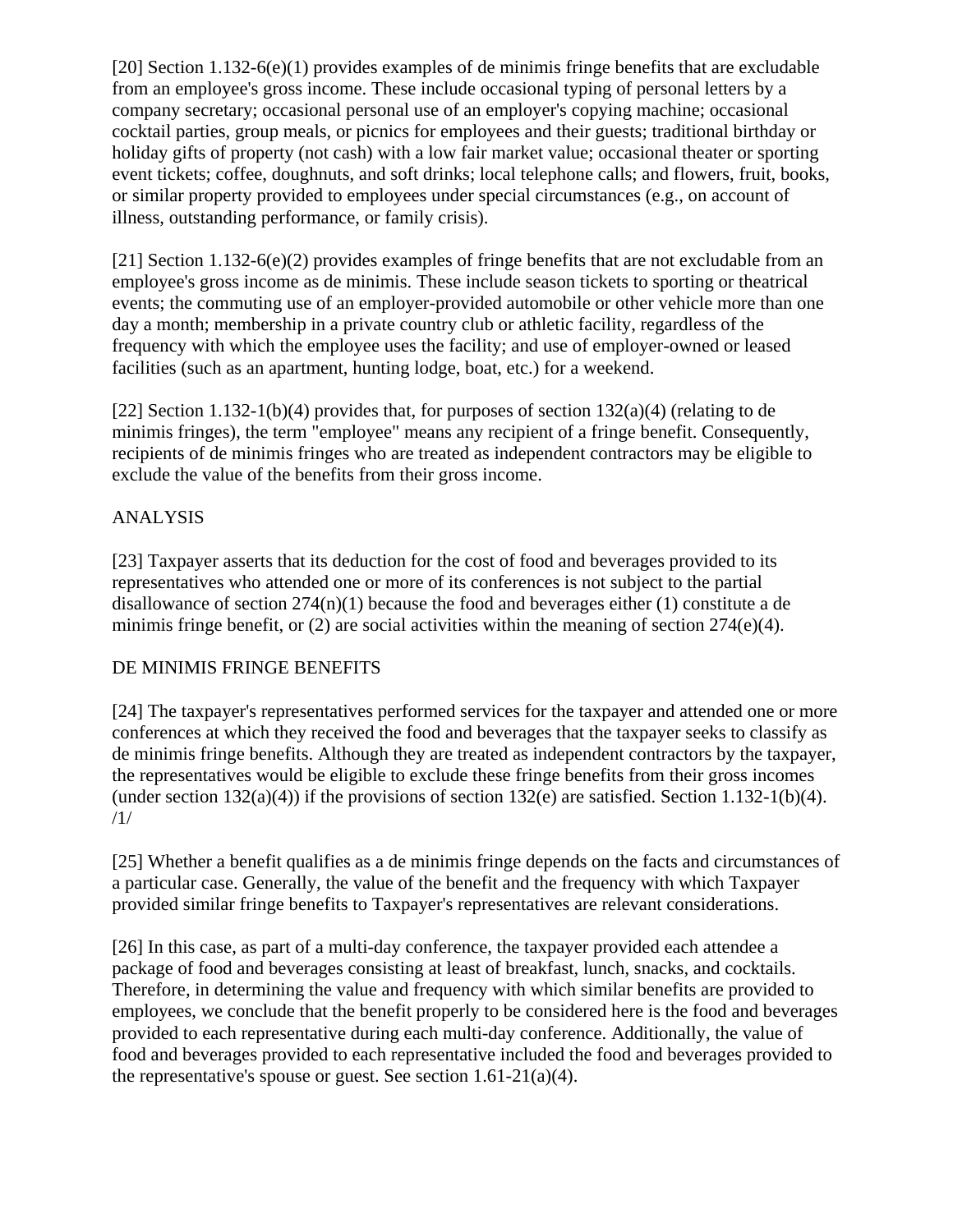[20] Section 1.132-6(e)(1) provides examples of de minimis fringe benefits that are excludable from an employee's gross income. These include occasional typing of personal letters by a company secretary; occasional personal use of an employer's copying machine; occasional cocktail parties, group meals, or picnics for employees and their guests; traditional birthday or holiday gifts of property (not cash) with a low fair market value; occasional theater or sporting event tickets; coffee, doughnuts, and soft drinks; local telephone calls; and flowers, fruit, books, or similar property provided to employees under special circumstances (e.g., on account of illness, outstanding performance, or family crisis).

[21] Section 1.132-6(e)(2) provides examples of fringe benefits that are not excludable from an employee's gross income as de minimis. These include season tickets to sporting or theatrical events; the commuting use of an employer-provided automobile or other vehicle more than one day a month; membership in a private country club or athletic facility, regardless of the frequency with which the employee uses the facility; and use of employer-owned or leased facilities (such as an apartment, hunting lodge, boat, etc.) for a weekend.

[22] Section 1.132-1(b)(4) provides that, for purposes of section 132(a)(4) (relating to de minimis fringes), the term "employee" means any recipient of a fringe benefit. Consequently, recipients of de minimis fringes who are treated as independent contractors may be eligible to exclude the value of the benefits from their gross income.

ANALYSIS

[23] Taxpayer asserts that its deduction for the cost of food and beverages provided to its representatives who attended one or more of its conferences is not subject to the partial disallowance of section 274(n)(1) because the food and beverages either (1) constitute a de minimis fringe benefit, or (2) are social activities within the meaning of section 274(e)(4).

DE MINIMIS FRINGE BENEFITS

[24] The taxpayer's representatives performed services for the taxpayer and attended one or more conferences at which they received the food and beverages that the taxpayer seeks to classify as de minimis fringe benefits. Although they are treated as independent contractors by the taxpayer, the representatives would be eligible to exclude these fringe benefits from their gross incomes (under section 132(a)(4)) if the provisions of section 132(e) are satisfied. Section 1.132-1(b)(4). /1/

[25] Whether a benefit qualifies as a de minimis fringe depends on the facts and circumstances of a particular case. Generally, the value of the benefit and the frequency with which Taxpayer provided similar fringe benefits to Taxpayer's representatives are relevant considerations.

[26] In this case, as part of a multi-day conference, the taxpayer provided each attendee a package of food and beverages consisting at least of breakfast, lunch, snacks, and cocktails. Therefore, in determining the value and frequency with which similar benefits are provided to employees, we conclude that the benefit properly to be considered here is the food and beverages provided to each representative during each multi-day conference. Additionally, the value of food and beverages provided to each representative included the food and beverages provided to the representative's spouse or guest. See section 1.61-21(a)(4).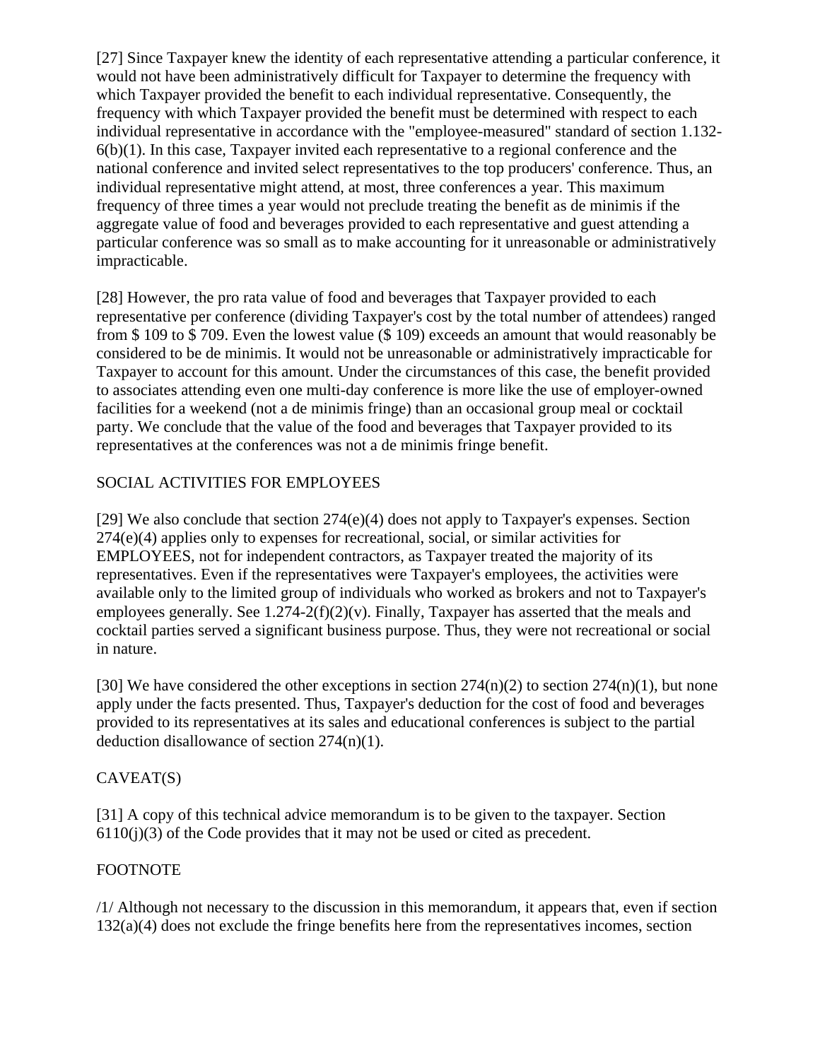[27] Since Taxpayer knew the identity of each representative attending a particular conference, it would not have been administratively difficult for Taxpayer to determine the frequency with which Taxpayer provided the benefit to each individual representative. Consequently, the frequency with which Taxpayer provided the benefit must be determined with respect to each individual representative in accordance with the "employee-measured" standard of section 1.132-6(b)(1). In this case, Taxpayer invited each representative to a regional conference and the national conference and invited select representatives to the top producers' conference. Thus, an individual representative might attend, at most, three conferences a year. This maximum frequency of three times a year would not preclude treating the benefit as de minimis if the aggregate value of food and beverages provided to each representative and guest attending a particular conference was so small as to make accounting for it unreasonable or administratively impracticable.

[28] However, the pro rata value of food and beverages that Taxpayer provided to each representative per conference (dividing Taxpayer's cost by the total number of attendees) ranged from $ 109 to $ 709. Even the lowest value ($ 109) exceeds an amount that would reasonably be considered to be de minimis. It would not be unreasonable or administratively impracticable for Taxpayer to account for this amount. Under the circumstances of this case, the benefit provided to associates attending even one multi-day conference is more like the use of employer-owned facilities for a weekend (not a de minimis fringe) than an occasional group meal or cocktail party. We conclude that the value of the food and beverages that Taxpayer provided to its representatives at the conferences was not a de minimis fringe benefit.

## SOCIAL ACTIVITIES FOR EMPLOYEES

[29] We also conclude that section 274(e)(4) does not apply to Taxpayer's expenses. Section 274(e)(4) applies only to expenses for recreational, social, or similar activities for EMPLOYEES, not for independent contractors, as Taxpayer treated the majority of its representatives. Even if the representatives were Taxpayer's employees, the activities were available only to the limited group of individuals who worked as brokers and not to Taxpayer's employees generally. See 1.274-2(f)(2)(v). Finally, Taxpayer has asserted that the meals and cocktail parties served a significant business purpose. Thus, they were not recreational or social in nature.

[30] We have considered the other exceptions in section 274(n)(2) to section 274(n)(1), but none apply under the facts presented. Thus, Taxpayer's deduction for the cost of food and beverages provided to its representatives at its sales and educational conferences is subject to the partial deduction disallowance of section 274(n)(1).

## CAVEAT(S)

[31] A copy of this technical advice memorandum is to be given to the taxpayer. Section 6110(j)(3) of the Code provides that it may not be used or cited as precedent.

## FOOTNOTE

/1/ Although not necessary to the discussion in this memorandum, it appears that, even if section 132(a)(4) does not exclude the fringe benefits here from the representatives incomes, section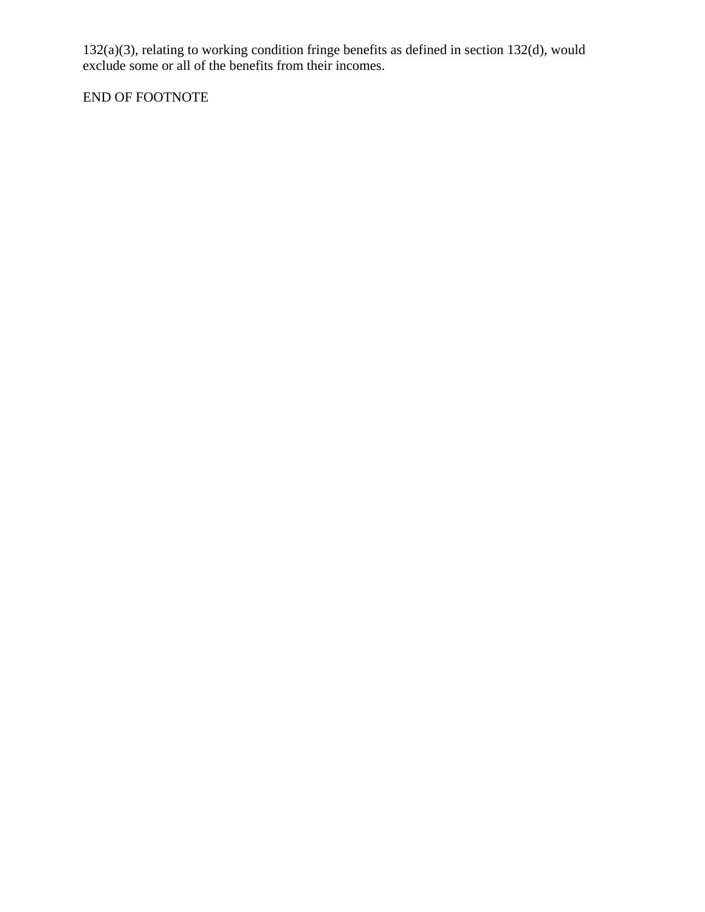132(a)(3), relating to working condition fringe benefits as defined in section 132(d), would exclude some or all of the benefits from their incomes.

END OF FOOTNOTE